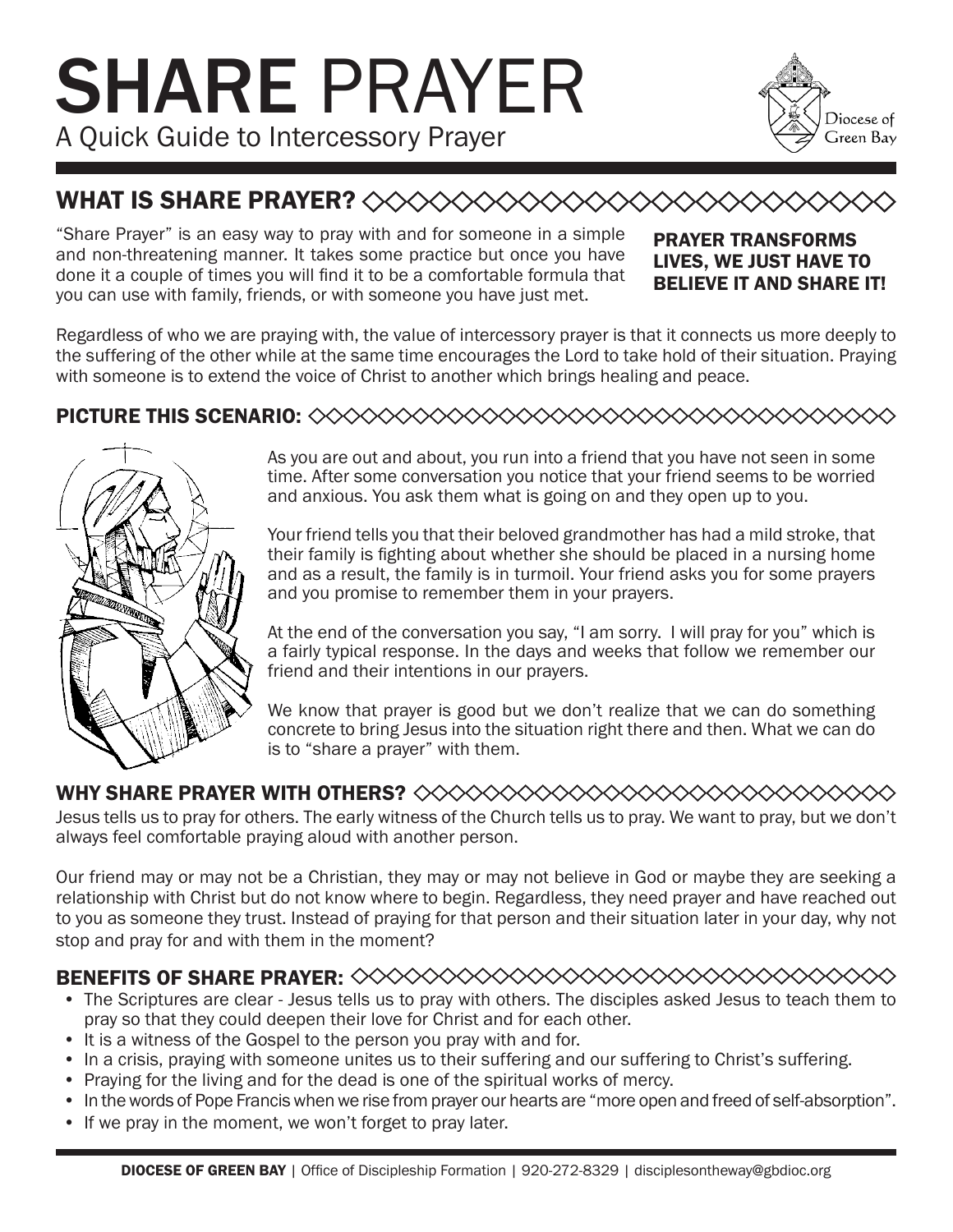# SHARE PRAYER

A Quick Guide to Intercessory Prayer

Diocese of Green Bay

## WHAT IS SHARE PRAYER?

"Share Prayer" is an easy way to pray with and for someone in a simple and non-threatening manner. It takes some practice but once you have done it a couple of times you will find it to be a comfortable formula that you can use with family, friends, or with someone you have just met.

**PRAYER TRANSFORMS LIVES, WE JUST HAVE TO BELIEVE IT AND SHARE IT!**

Regardless of who we are praying with, the value of intercessory prayer is that it connects us more deeply to the suffering of the other while at the same time encourages the Lord to take hold of their situation. Praying with someone is to extend the voice of Christ to another which brings healing and peace.

## PICTURE THIS SCENARIO:

As you are out and about, you run into a friend that you have not seen in some time. After some conversation you notice that your friend seems to be worried and anxious. You ask them what is going on and they open up to you.

Your friend tells you that their beloved grandmother has had a mild stroke, that their family is fighting about whether she should be placed in a nursing home and as a result, the family is in turmoil. Your friend asks you for some prayers and you promise to remember them in your prayers.

At the end of the conversation you say, "I am sorry. I will pray for you" which is a fairly typical response. In the days and weeks that follow we remember our friend and their intentions in our prayers.

We know that prayer is good but we don't realize that we can do something concrete to bring Jesus into the situation right there and then. What we can do is to "share a prayer" with them.

## WHY SHARE PRAYER WITH OTHERS?

Jesus tells us to pray for others. The early witness of the Church tells us to pray. We want to pray, but we don't always feel comfortable praying aloud with another person.

Our friend may or may not be a Christian, they may or may not believe in God or maybe they are seeking a relationship with Christ but do not know where to begin. Regardless, they need prayer and have reached out to you as someone they trust. Instead of praying for that person and their situation later in your day, why not stop and pray for and with them in the moment?

## BENEFITS OF SHARE PRAYER:

- The Scriptures are clear - Jesus tells us to pray with others. The disciples asked Jesus to teach them to pray so that they could deepen their love for Christ and for each other.
- It is a witness of the Gospel to the person you pray with and for.
- In a crisis, praying with someone unites us to their suffering and our suffering to Christ's suffering.
- Praying for the living and for the dead is one of the spiritual works of mercy.
- In the words of Pope Francis when we rise from prayer our hearts are "more open and freed of self-absorption".
- If we pray in the moment, we won't forget to pray later.

**DIOCESE OF GREEN BAY** | Office of Discipleship Formation | 920-272-8329 | disciplesontheway@gbdioc.org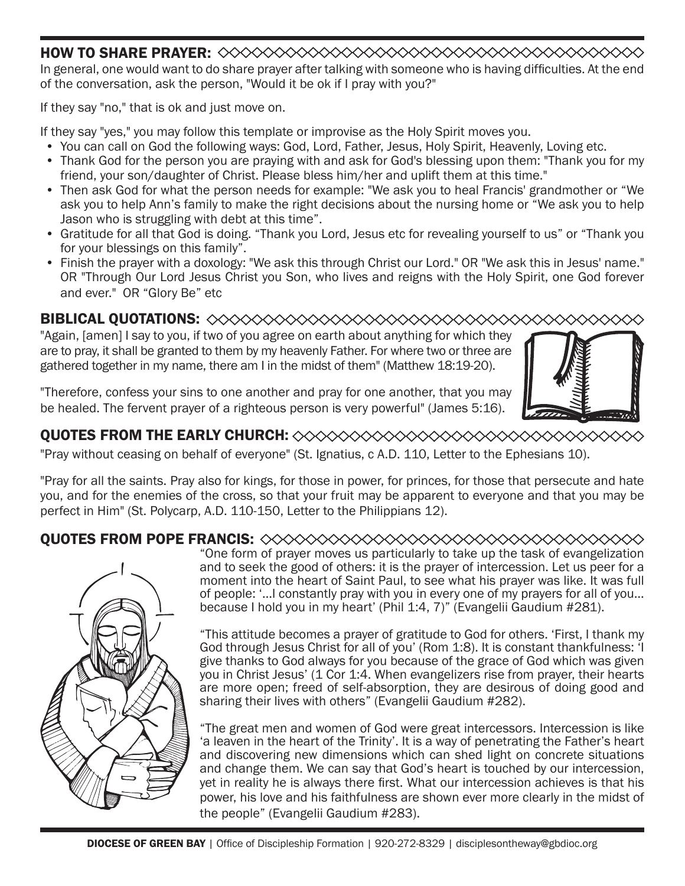## HOW TO SHARE PRAYER:

In general, one would want to do share prayer after talking with someone who is having difficulties. At the end of the conversation, ask the person, "Would it be ok if I pray with you?"

If they say "no," that is ok and just move on.

If they say "yes," you may follow this template or improvise as the Holy Spirit moves you.

- You can call on God the following ways: God, Lord, Father, Jesus, Holy Spirit, Heavenly, Loving etc.
- Thank God for the person you are praying with and ask for God's blessing upon them: "Thank you for my friend, your son/daughter of Christ. Please bless him/her and uplift them at this time."
- Then ask God for what the person needs for example: "We ask you to heal Francis' grandmother or "We ask you to help Ann's family to make the right decisions about the nursing home or "We ask you to help Jason who is struggling with debt at this time".
- Gratitude for all that God is doing. "Thank you Lord, Jesus etc for revealing yourself to us" or "Thank you for your blessings on this family".
- Finish the prayer with a doxology: "We ask this through Christ our Lord." OR "We ask this in Jesus' name." OR "Through Our Lord Jesus Christ you Son, who lives and reigns with the Holy Spirit, one God forever and ever." OR "Glory Be" etc

## BIBLICAL QUOTATIONS:

"Again, [amen] I say to you, if two of you agree on earth about anything for which they are to pray, it shall be granted to them by my heavenly Father. For where two or three are gathered together in my name, there am I in the midst of them" (Matthew 18:19-20).

"Therefore, confess your sins to one another and pray for one another, that you may be healed. The fervent prayer of a righteous person is very powerful" (James 5:16).

## QUOTES FROM THE EARLY CHURCH:

"Pray without ceasing on behalf of everyone" (St. Ignatius, c A.D. 110, Letter to the Ephesians 10).

"Pray for all the saints. Pray also for kings, for those in power, for princes, for those that persecute and hate you, and for the enemies of the cross, so that your fruit may be apparent to everyone and that you may be perfect in Him" (St. Polycarp, A.D. 110-150, Letter to the Philippians 12).

## QUOTES FROM POPE FRANCIS:

"One form of prayer moves us particularly to take up the task of evangelization and to seek the good of others: it is the prayer of intercession. Let us peer for a moment into the heart of Saint Paul, to see what his prayer was like. It was full of people: '...I constantly pray with you in every one of my prayers for all of you... because I hold you in my heart' (Phil 1:4, 7)" (Evangelii Gaudium #281).

"This attitude becomes a prayer of gratitude to God for others. 'First, I thank my God through Jesus Christ for all of you' (Rom 1:8). It is constant thankfulness: 'I give thanks to God always for you because of the grace of God which was given you in Christ Jesus' (1 Cor 1:4. When evangelizers rise from prayer, their hearts are more open; freed of self-absorption, they are desirous of doing good and sharing their lives with others" (Evangelii Gaudium #282).

"The great men and women of God were great intercessors. Intercession is like 'a leaven in the heart of the Trinity'. It is a way of penetrating the Father's heart and discovering new dimensions which can shed light on concrete situations and change them. We can say that God's heart is touched by our intercession, yet in reality he is always there first. What our intercession achieves is that his power, his love and his faithfulness are shown ever more clearly in the midst of the people" (Evangelii Gaudium #283).

**DIOCESE OF GREEN BAY** | Office of Discipleship Formation | 920-272-8329 | disciplesontheway@gbdioc.org